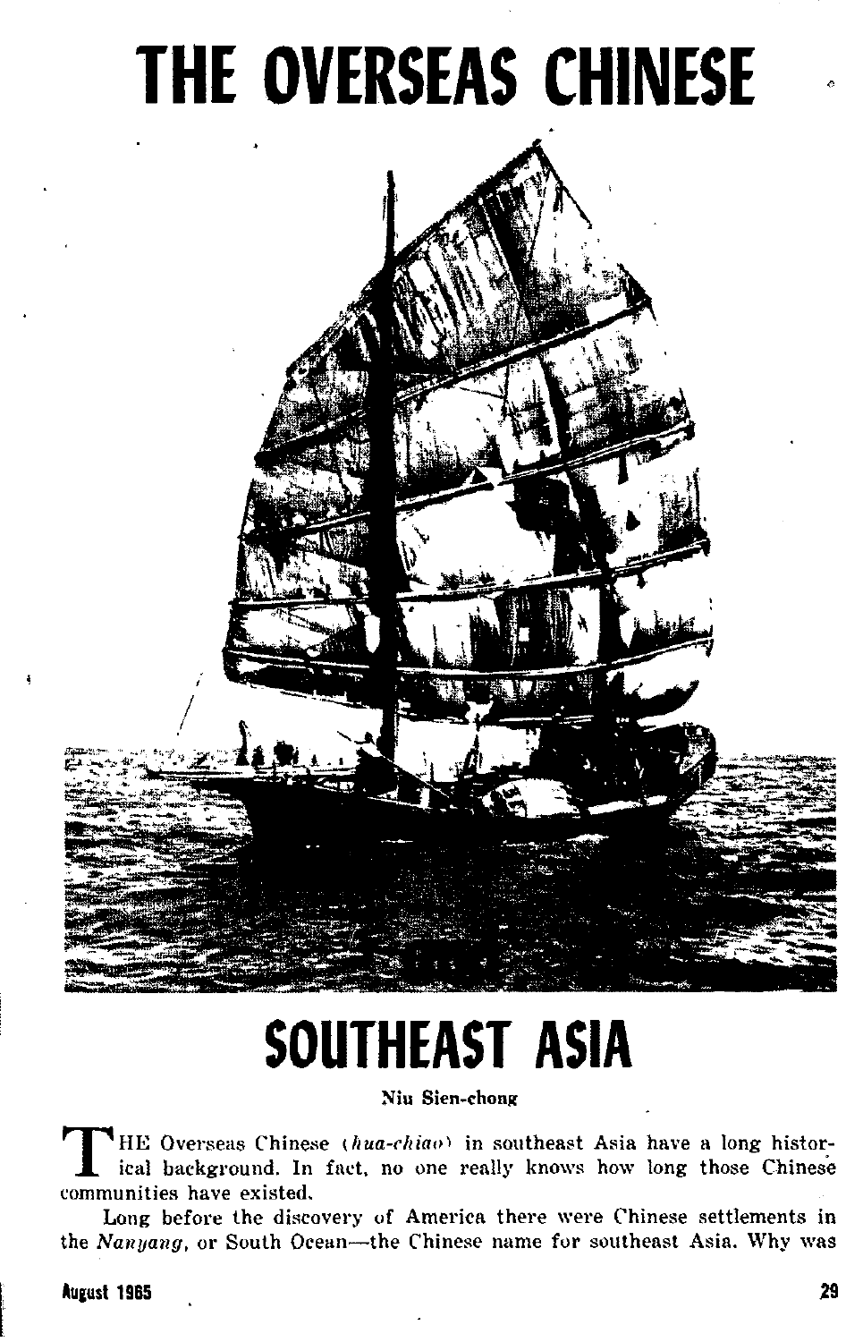# THE OVERSEAS CHINESE

# SOUTHEAST ASIA

**Niu Sien-chong**

THE Overseas Chinese (*hua-chiao*) in southeast Asia have a long historical background. In fact, no one really knows how long those Chinese communities have existed.

Long before the discovery of America there were Chinese settlements in the *Nanyang*, or South Ocean—the Chinese name for southeast Asia. Why was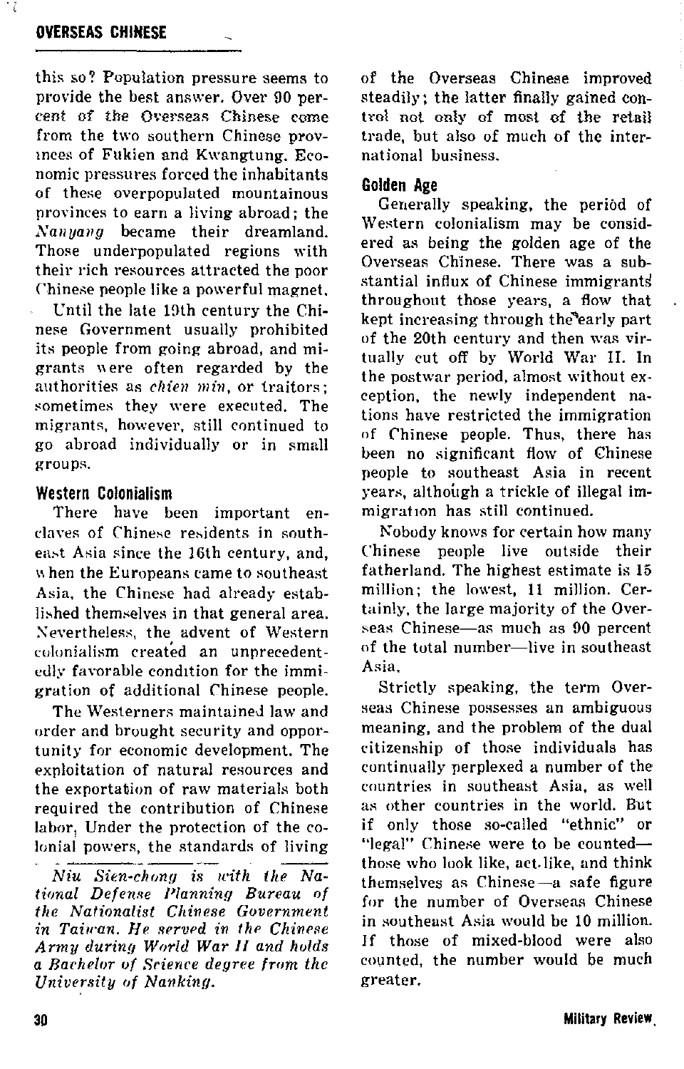this so? Population pressure seems to provide the best answer. Over 90 percent of the Overseas Chinese come from the two southern Chinese provinces of Fukien and Kwangtung. Economic pressures forced the inhabitants of these overpopulated mountainous provinces to earn a living abroad; the *Nanyang* became their dreamland. Those underpopulated regions with their rich resources attracted the poor Chinese people like a powerful magnet.

Until the late 19th century the Chinese Government usually prohibited its people from going abroad, and migrants were often regarded by the authorities as *chien min*, or traitors; sometimes they were executed. The migrants, however, still continued to go abroad individually or in small groups.

## Western Colonialism

There have been important enclaves of Chinese residents in southeast Asia since the 16th century, and, when the Europeans came to southeast Asia, the Chinese had already established themselves in that general area. Nevertheless, the advent of Western colonialism created an unprecedentedly favorable condition for the immigration of additional Chinese people.

The Westerners maintained law and order and brought security and opportunity for economic development. The exploitation of natural resources and the exportation of raw materials both required the contribution of Chinese labor. Under the protection of the colonial powers, the standards of living of the Overseas Chinese improved steadily; the latter finally gained control not only of most of the retail trade, but also of much of the international business.

## Golden Age

Generally speaking, the period of Western colonialism may be considered as being the golden age of the Overseas Chinese. There was a substantial influx of Chinese immigrants throughout those years, a flow that kept increasing through the early part of the 20th century and then was virtually cut off by World War II. In the postwar period, almost without exception, the newly independent nations have restricted the immigration of Chinese people. Thus, there has been no significant flow of Chinese people to southeast Asia in recent years, although a trickle of illegal immigration has still continued.

Nobody knows for certain how many Chinese people live outside their fatherland. The highest estimate is 15 million; the lowest, 11 million. Certainly, the large majority of the Overseas Chinese—as much as 90 percent of the total number—live in southeast Asia.

Strictly speaking, the term Overseas Chinese possesses an ambiguous meaning, and the problem of the dual citizenship of those individuals has continually perplexed a number of the countries in southeast Asia, as well as other countries in the world. But if only those so-called "ethnic" or "legal" Chinese were to be counted—those who look like, act like, and think themselves as Chinese—a safe figure for the number of Overseas Chinese in southeast Asia would be 10 million. If those of mixed-blood were also counted, the number would be much greater.

---

*Niu Sien-chong is with the National Defense Planning Bureau of the Nationalist Chinese Government in Taiwan. He served in the Chinese Army during World War II and holds a Bachelor of Science degree from the University of Nanking.*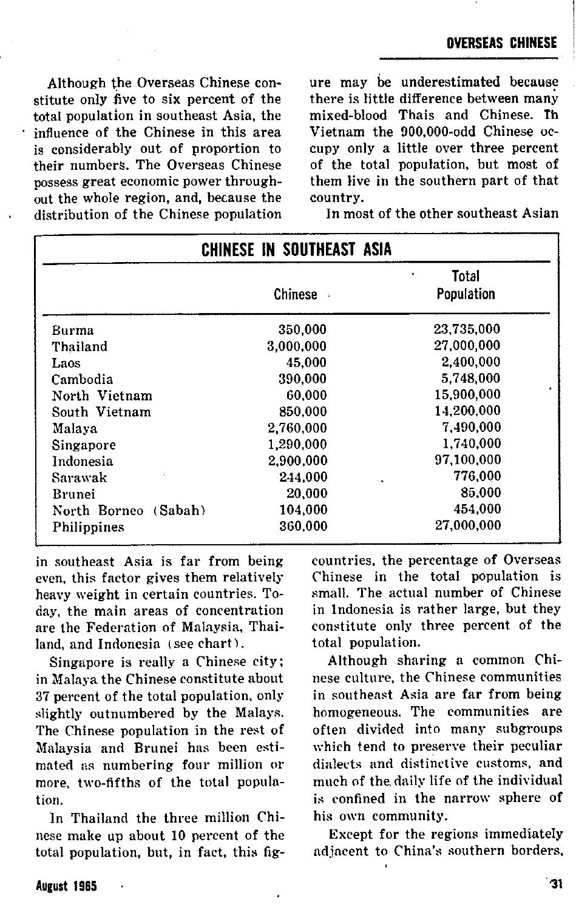Although the Overseas Chinese constitute only five to six percent of the total population in southeast Asia, the influence of the Chinese in this area is considerably out of proportion to their numbers. The Overseas Chinese possess great economic power throughout the whole region, and, because the distribution of the Chinese population in southeast Asia is far from being even, this factor gives them relatively heavy weight in certain countries. Today, the main areas of concentration are the Federation of Malaysia, Thailand, and Indonesia (see chart).

Singapore is really a Chinese city; in Malaya the Chinese constitute about 37 percent of the total population, only slightly outnumbered by the Malays. The Chinese population in the rest of Malaysia and Brunei has been estimated as numbering four million or more, two-fifths of the total population.

In Thailand the three million Chinese make up about 10 percent of the total population, but, in fact, this figure may be underestimated because there is little difference between many mixed-blood Thais and Chinese. In Vietnam the 900,000-odd Chinese occupy only a little over three percent of the total population, but most of them live in the southern part of that country.

In most of the other southeast Asian countries, the percentage of Overseas Chinese in the total population is small. The actual number of Chinese in Indonesia is rather large, but they constitute only three percent of the total population.

Although sharing a common Chinese culture, the Chinese communities in southeast Asia are far from being homogeneous. The communities are often divided into many subgroups which tend to preserve their peculiar dialects and distinctive customs, and much of the daily life of the individual is confined in the narrow sphere of his own community.

Except for the regions immediately adjacent to China's southern borders,

## CHINESE IN SOUTHEAST ASIA

| | Chinese | Total Population |
|---|---|---|
| Burma | 350,000 | 23,735,000 |
| Thailand | 3,000,000 | 27,000,000 |
| Laos | 45,000 | 2,400,000 |
| Cambodia | 390,000 | 5,748,000 |
| North Vietnam | 60,000 | 15,900,000 |
| South Vietnam | 850,000 | 14,200,000 |
| Malaya | 2,760,000 | 7,490,000 |
| Singapore | 1,290,000 | 1,740,000 |
| Indonesia | 2,900,000 | 97,100,000 |
| Sarawak | 244,000 | 776,000 |
| Brunei | 20,000 | 85,000 |
| North Borneo (Sabah) | 104,000 | 454,000 |
| Philippines | 360,000 | 27,000,000 |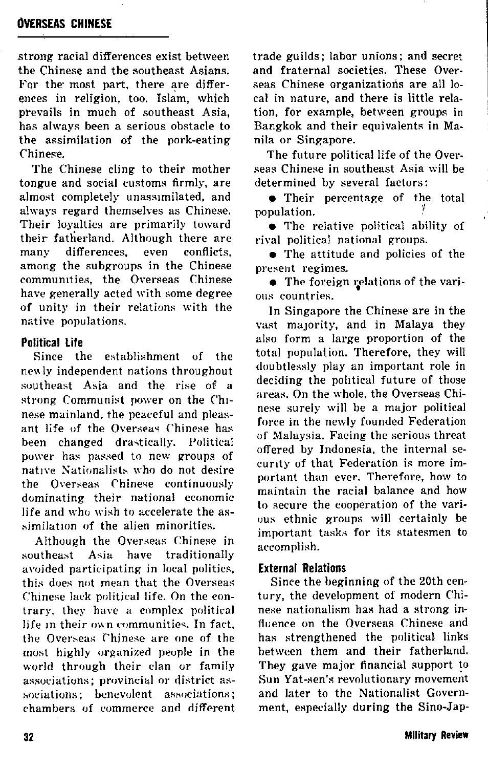strong racial differences exist between the Chinese and the southeast Asians. For the most part, there are differences in religion, too. Islam, which prevails in much of southeast Asia, has always been a serious obstacle to the assimilation of the pork-eating Chinese.

The Chinese cling to their mother tongue and social customs firmly, are almost completely unassimilated, and always regard themselves as Chinese. Their loyalties are primarily toward their fatherland. Although there are many differences, even conflicts, among the subgroups in the Chinese communities, the Overseas Chinese have generally acted with some degree of unity in their relations with the native populations.

### Political Life

Since the establishment of the newly independent nations throughout southeast Asia and the rise of a strong Communist power on the Chinese mainland, the peaceful and pleasant life of the Overseas Chinese has been changed drastically. Political power has passed to new groups of native Nationalists who do not desire the Overseas Chinese continuously dominating their national economic life and who wish to accelerate the assimilation of the alien minorities.

Although the Overseas Chinese in southeast Asia have traditionally avoided participating in local politics, this does not mean that the Overseas Chinese lack political life. On the contrary, they have a complex political life in their own communities. In fact, the Overseas Chinese are one of the most highly organized people in the world through their clan or family associations; provincial or district associations; benevolent associations; chambers of commerce and different trade guilds; labor unions; and secret and fraternal societies. These Overseas Chinese organizations are all local in nature, and there is little relation, for example, between groups in Bangkok and their equivalents in Manila or Singapore.

The future political life of the Overseas Chinese in southeast Asia will be determined by several factors:

- Their percentage of the total population.
- The relative political ability of rival political national groups.
- The attitude and policies of the present regimes.
- The foreign relations of the various countries.

In Singapore the Chinese are in the vast majority, and in Malaya they also form a large proportion of the total population. Therefore, they will doubtlessly play an important role in deciding the political future of those areas. On the whole, the Overseas Chinese surely will be a major political force in the newly founded Federation of Malaysia. Facing the serious threat offered by Indonesia, the internal security of that Federation is more important than ever. Therefore, how to maintain the racial balance and how to secure the cooperation of the various ethnic groups will certainly be important tasks for its statesmen to accomplish.

### External Relations

Since the beginning of the 20th century, the development of modern Chinese nationalism has had a strong influence on the Overseas Chinese and has strengthened the political links between them and their fatherland. They gave major financial support to Sun Yat-sen's revolutionary movement and later to the Nationalist Government, especially during the Sino-Jap-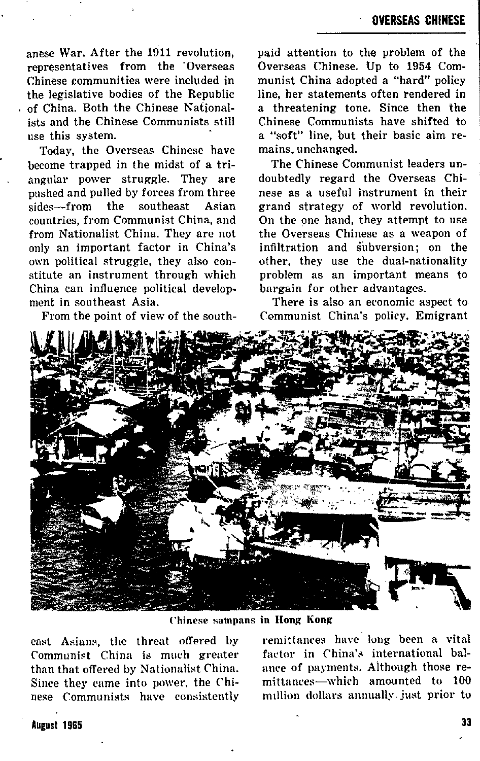anese War. After the 1911 revolution, representatives from the Overseas Chinese communities were included in the legislative bodies of the Republic of China. Both the Chinese Nationalists and the Chinese Communists still use this system.

Today, the Overseas Chinese have become trapped in the midst of a triangular power struggle. They are pushed and pulled by forces from three sides—from the southeast Asian countries, from Communist China, and from Nationalist China. They are not only an important factor in China's own political struggle, they also constitute an instrument through which China can influence political development in southeast Asia.

From the point of view of the southeast Asians, the threat offered by Communist China is much greater than that offered by Nationalist China. Since they came into power, the Chinese Communists have consistently paid attention to the problem of the Overseas Chinese. Up to 1954 Communist China adopted a "hard" policy line, her statements often rendered in a threatening tone. Since then the Chinese Communists have shifted to a "soft" line, but their basic aim remains unchanged.

The Chinese Communist leaders undoubtedly regard the Overseas Chinese as a useful instrument in their grand strategy of world revolution. On the one hand, they attempt to use the Overseas Chinese as a weapon of infiltration and subversion; on the other, they use the dual-nationality problem as an important means to bargain for other advantages.

There is also an economic aspect to Communist China's policy. Emigrant remittances have long been a vital factor in China's international balance of payments. Although those remittances—which amounted to 100 million dollars annually just prior to

Chinese sampans in Hong Kong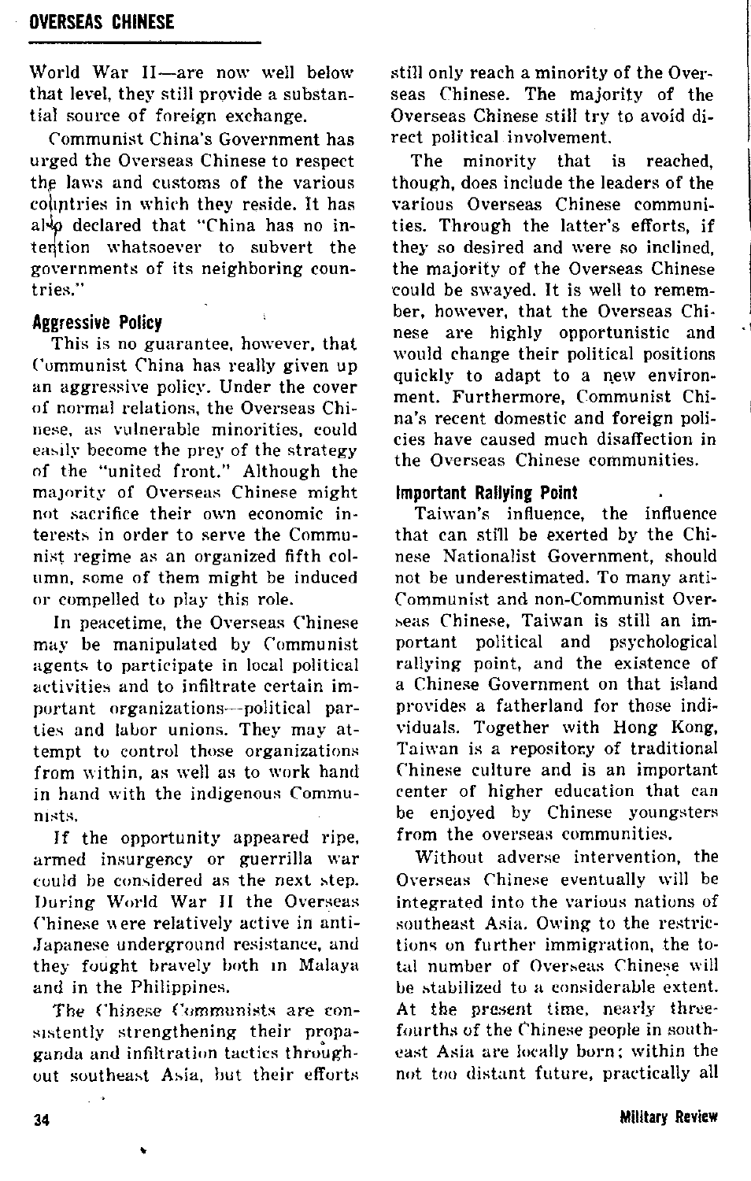World War II—are now well below that level, they still provide a substantial source of foreign exchange.

Communist China's Government has urged the Overseas Chinese to respect the laws and customs of the various countries in which they reside. It has also declared that "China has no intention whatsoever to subvert the governments of its neighboring countries."

## Aggressive Policy

This is no guarantee, however, that Communist China has really given up an aggressive policy. Under the cover of normal relations, the Overseas Chinese, as vulnerable minorities, could easily become the prey of the strategy of the "united front." Although the majority of Overseas Chinese might not sacrifice their own economic interests in order to serve the Communist regime as an organized fifth column, some of them might be induced or compelled to play this role.

In peacetime, the Overseas Chinese may be manipulated by Communist agents to participate in local political activities and to infiltrate certain important organizations—political parties and labor unions. They may attempt to control those organizations from within, as well as to work hand in hand with the indigenous Communists.

If the opportunity appeared ripe, armed insurgency or guerrilla war could be considered as the next step. During World War II the Overseas Chinese were relatively active in anti-Japanese underground resistance, and they fought bravely both in Malaya and in the Philippines.

The Chinese Communists are consistently strengthening their propaganda and infiltration tactics throughout southeast Asia, but their efforts still only reach a minority of the Overseas Chinese. The majority of the Overseas Chinese still try to avoid direct political involvement.

The minority that is reached, though, does include the leaders of the various Overseas Chinese communities. Through the latter's efforts, if they so desired and were so inclined, the majority of the Overseas Chinese could be swayed. It is well to remember, however, that the Overseas Chinese are highly opportunistic and would change their political positions quickly to adapt to a new environment. Furthermore, Communist China's recent domestic and foreign policies have caused much disaffection in the Overseas Chinese communities.

## Important Rallying Point

Taiwan's influence, the influence that can still be exerted by the Chinese Nationalist Government, should not be underestimated. To many anti-Communist and non-Communist Overseas Chinese, Taiwan is still an important political and psychological rallying point, and the existence of a Chinese Government on that island provides a fatherland for those individuals. Together with Hong Kong, Taiwan is a repository of traditional Chinese culture and is an important center of higher education that can be enjoyed by Chinese youngsters from the overseas communities.

Without adverse intervention, the Overseas Chinese eventually will be integrated into the various nations of southeast Asia. Owing to the restrictions on further immigration, the total number of Overseas Chinese will be stabilized to a considerable extent. At the present time, nearly three-fourths of the Chinese people in southeast Asia are locally born; within the not too distant future, practically all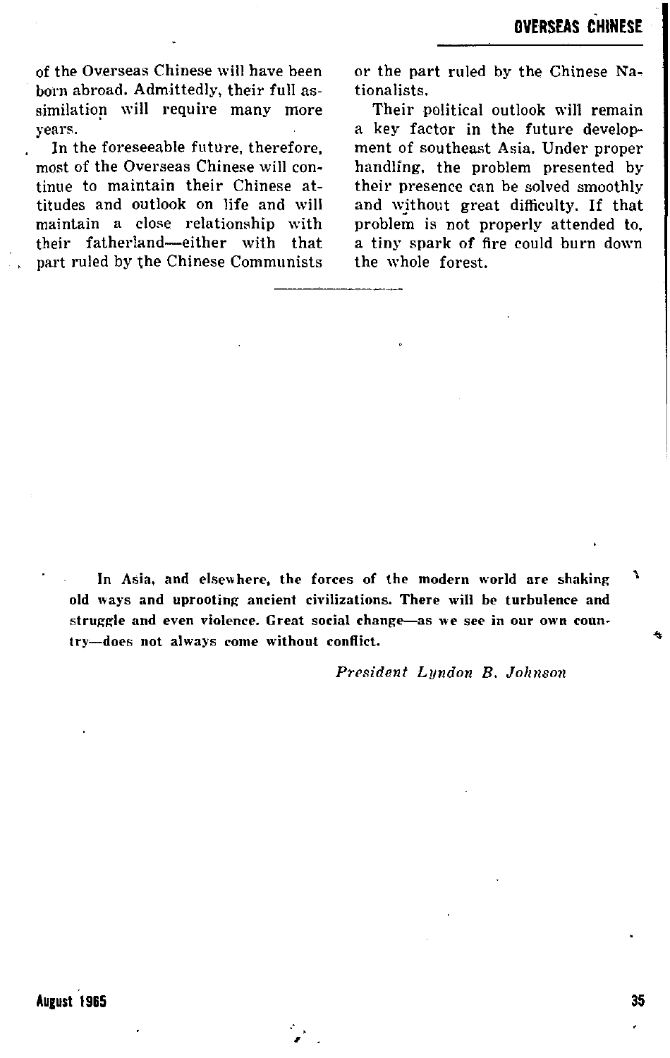of the Overseas Chinese will have been born abroad. Admittedly, their full assimilation will require many more years.

In the foreseeable future, therefore, most of the Overseas Chinese will continue to maintain their Chinese attitudes and outlook on life and will maintain a close relationship with their fatherland—either with that part ruled by the Chinese Communists or the part ruled by the Chinese Nationalists.

Their political outlook will remain a key factor in the future development of southeast Asia. Under proper handling, the problem presented by their presence can be solved smoothly and without great difficulty. If that problem is not properly attended to, a tiny spark of fire could burn down the whole forest.

---

**In Asia, and elsewhere, the forces of the modern world are shaking old ways and uprooting ancient civilizations. There will be turbulence and struggle and even violence. Great social change—as we see in our own country—does not always come without conflict.**

*President Lyndon B. Johnson*